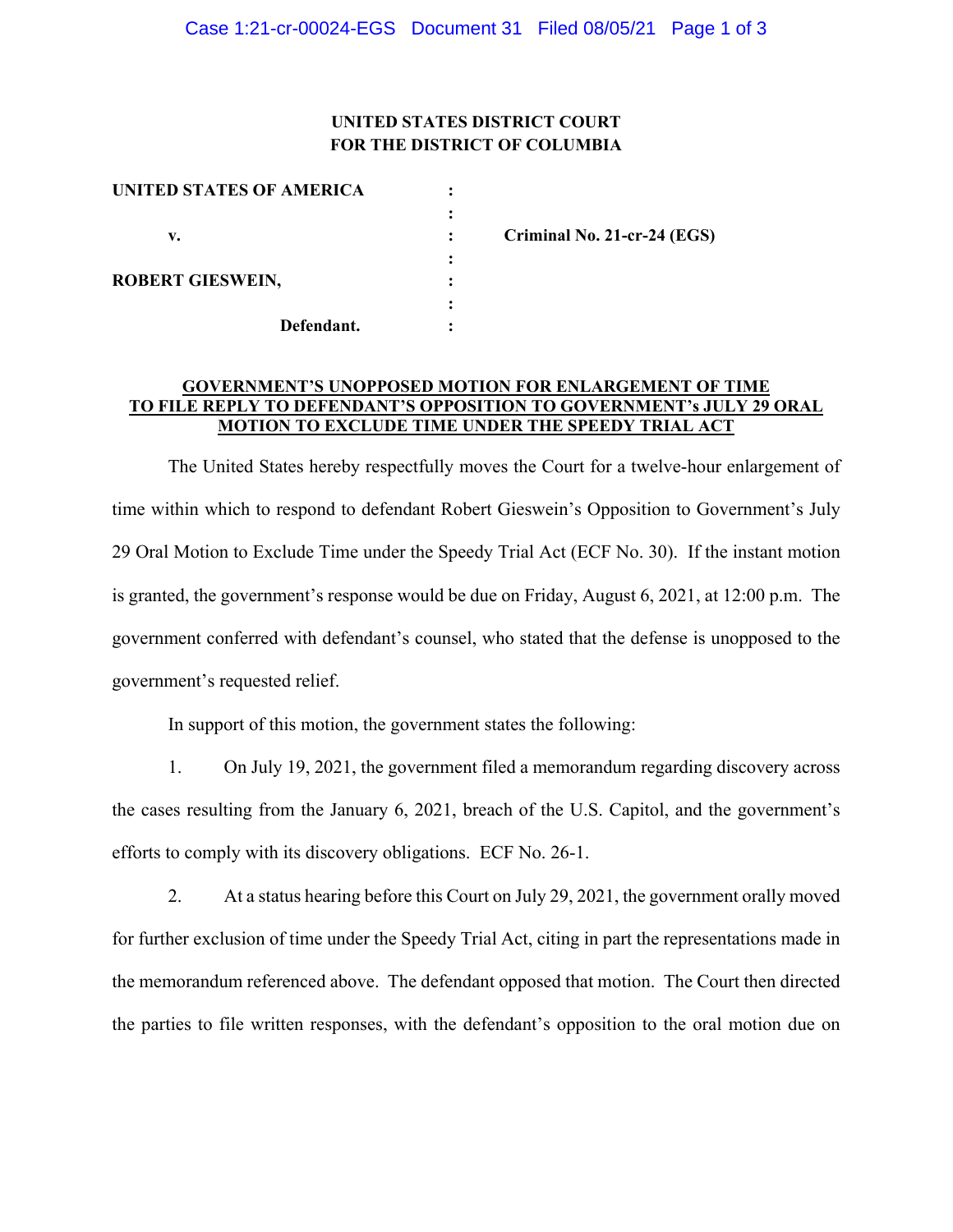**UNITED STATES DISTRICT COURT**
**FOR THE DISTRICT OF COLUMBIA**

| | | |
|---|---|---|
| **UNITED STATES OF AMERICA** | : | |
| | : | |
| **v.** | : | **Criminal No. 21-cr-24 (EGS)** |
| | : | |
| **ROBERT GIESWEIN,** | : | |
| | : | |
| **Defendant.** | : | |

**GOVERNMENT'S UNOPPOSED MOTION FOR ENLARGEMENT OF TIME TO FILE REPLY TO DEFENDANT'S OPPOSITION TO GOVERNMENT's JULY 29 ORAL MOTION TO EXCLUDE TIME UNDER THE SPEEDY TRIAL ACT**

The United States hereby respectfully moves the Court for a twelve-hour enlargement of time within which to respond to defendant Robert Gieswein's Opposition to Government's July 29 Oral Motion to Exclude Time under the Speedy Trial Act (ECF No. 30). If the instant motion is granted, the government's response would be due on Friday, August 6, 2021, at 12:00 p.m. The government conferred with defendant's counsel, who stated that the defense is unopposed to the government's requested relief.

In support of this motion, the government states the following:

1. On July 19, 2021, the government filed a memorandum regarding discovery across the cases resulting from the January 6, 2021, breach of the U.S. Capitol, and the government's efforts to comply with its discovery obligations. ECF No. 26-1.

2. At a status hearing before this Court on July 29, 2021, the government orally moved for further exclusion of time under the Speedy Trial Act, citing in part the representations made in the memorandum referenced above. The defendant opposed that motion. The Court then directed the parties to file written responses, with the defendant's opposition to the oral motion due on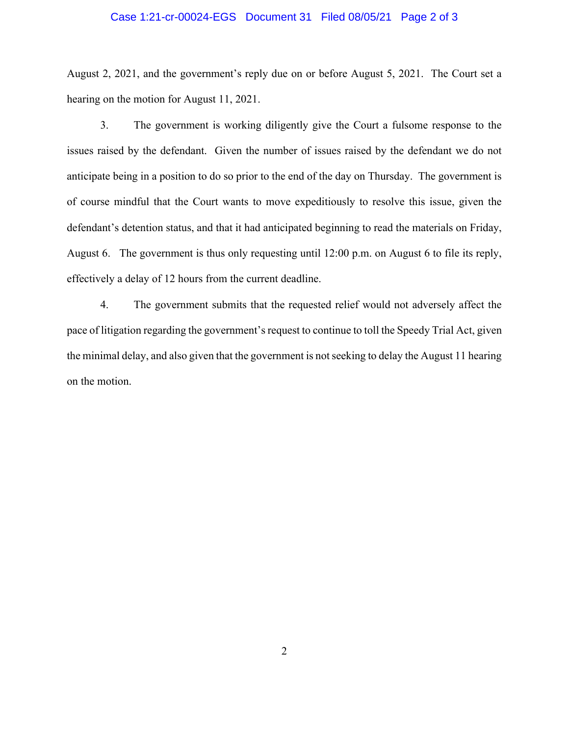August 2, 2021, and the government's reply due on or before August 5, 2021. The Court set a hearing on the motion for August 11, 2021.

3. The government is working diligently give the Court a fulsome response to the issues raised by the defendant. Given the number of issues raised by the defendant we do not anticipate being in a position to do so prior to the end of the day on Thursday. The government is of course mindful that the Court wants to move expeditiously to resolve this issue, given the defendant's detention status, and that it had anticipated beginning to read the materials on Friday, August 6. The government is thus only requesting until 12:00 p.m. on August 6 to file its reply, effectively a delay of 12 hours from the current deadline.

4. The government submits that the requested relief would not adversely affect the pace of litigation regarding the government's request to continue to toll the Speedy Trial Act, given the minimal delay, and also given that the government is not seeking to delay the August 11 hearing on the motion.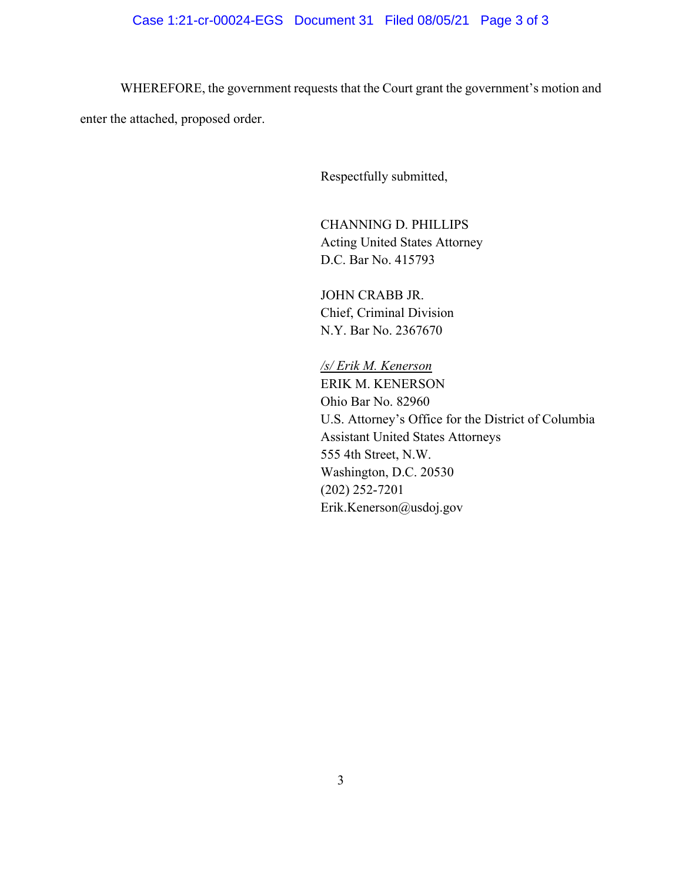WHEREFORE, the government requests that the Court grant the government's motion and enter the attached, proposed order.

Respectfully submitted,

CHANNING D. PHILLIPS
Acting United States Attorney
D.C. Bar No. 415793

JOHN CRABB JR.
Chief, Criminal Division
N.Y. Bar No. 2367670

*/s/ Erik M. Kenerson*
ERIK M. KENERSON
Ohio Bar No. 82960
U.S. Attorney's Office for the District of Columbia
Assistant United States Attorneys
555 4th Street, N.W.
Washington, D.C. 20530
(202) 252-7201
Erik.Kenerson@usdoj.gov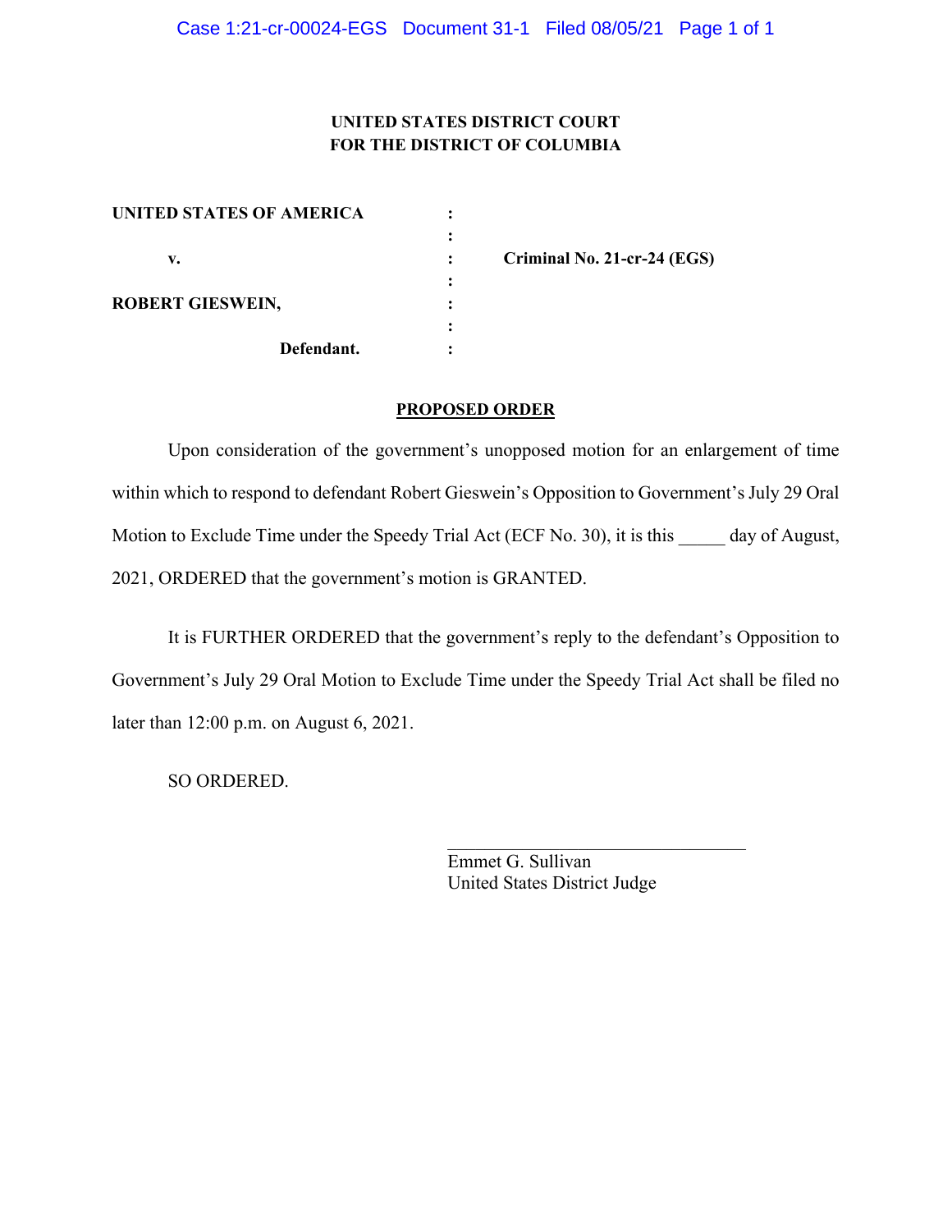**UNITED STATES DISTRICT COURT**
**FOR THE DISTRICT OF COLUMBIA**

| | | |
|---|---|---|
| **UNITED STATES OF AMERICA** | : | |
| | : | |
| **v.** | : | **Criminal No. 21-cr-24 (EGS)** |
| | : | |
| **ROBERT GIESWEIN,** | : | |
| | : | |
| **Defendant.** | : | |

**PROPOSED ORDER**

Upon consideration of the government's unopposed motion for an enlargement of time within which to respond to defendant Robert Gieswein's Opposition to Government's July 29 Oral Motion to Exclude Time under the Speedy Trial Act (ECF No. 30), it is this _____ day of August, 2021, ORDERED that the government's motion is GRANTED.

It is FURTHER ORDERED that the government's reply to the defendant's Opposition to Government's July 29 Oral Motion to Exclude Time under the Speedy Trial Act shall be filed no later than 12:00 p.m. on August 6, 2021.

SO ORDERED.

_________________________________
Emmet G. Sullivan
United States District Judge